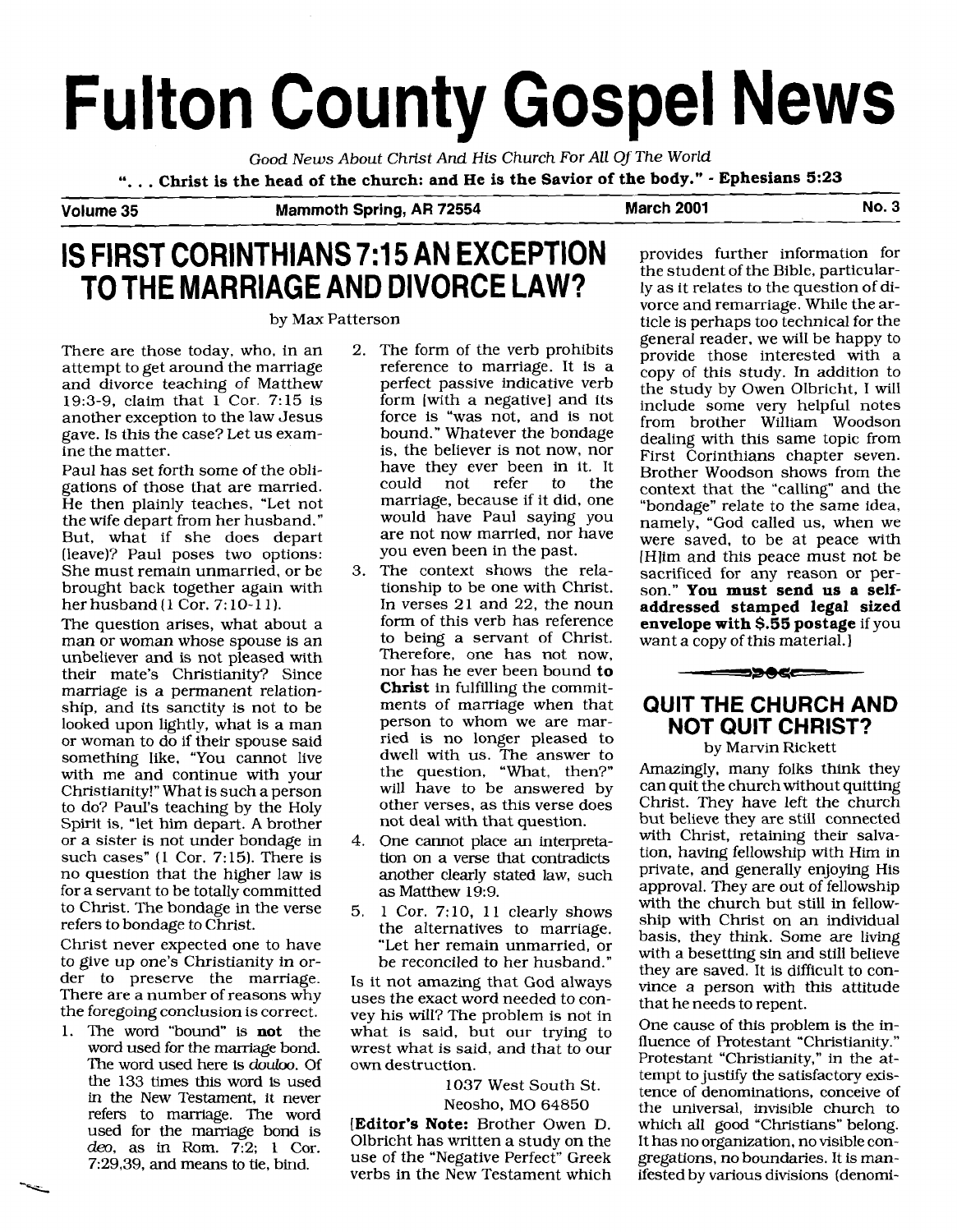# Fulton County Gospel News

*Good News About Christ And His Church For All Of The World*

**". . . Christ is the head of the church: and He is the Savior of the body." - Ephesians 5:23**

**Volume 35** | **Mammoth Spring, AR 72554** | **March 2001** | **No. 3**

## IS FIRST CORINTHIANS 7:15 AN EXCEPTION TO THE MARRIAGE AND DIVORCE LAW?

by Max Patterson

There are those today, who, in an attempt to get around the marriage and divorce teaching of Matthew 19:3-9, claim that 1 Cor. 7:15 is another exception to the law Jesus gave. Is this the case? Let us examine the matter.

Paul has set forth some of the obligations of those that are married. He then plainly teaches, "Let not the wife depart from her husband." But, what if she does depart (leave)? Paul poses two options: She must remain unmarried, or be brought back together again with her husband (1 Cor. 7:10-11).

The question arises, what about a man or woman whose spouse is an unbeliever and is not pleased with their mate's Christianity? Since marriage is a permanent relationship, and its sanctity is not to be looked upon lightly, what is a man or woman to do if their spouse said something like, "You cannot live with me and continue with your Christianity!" What is such a person to do? Paul's teaching by the Holy Spirit is, "let him depart. A brother or a sister is not under bondage in such cases" (1 Cor. 7:15). There is no question that the higher law is for a servant to be totally committed to Christ. The bondage in the verse refers to bondage to Christ.

Christ never expected one to have to give up one's Christianity in order to preserve the marriage. There are a number of reasons why the foregoing conclusion is correct.

1. The word "bound" is **not** the word used for the marriage bond. The word used here is *douloo*. Of the 133 times this word is used in the New Testament, it never refers to marriage. The word used for the marriage bond is *deo*, as in Rom. 7:2; 1 Cor. 7:29,39, and means to tie, bind.
2. The form of the verb prohibits reference to marriage. It is a perfect passive indicative verb form [with a negative] and its force is "was not, and is not bound." Whatever the bondage is, the believer is not now, nor have they ever been in it. It could not refer to the marriage, because if it did, one would have Paul saying you are not now married, nor have you even been in the past.
3. The context shows the relationship to be one with Christ. In verses 21 and 22, the noun form of this verb has reference to being a servant of Christ. Therefore, one has not now, nor has he ever been bound **to Christ** in fulfilling the commitments of marriage when that person to whom we are married is no longer pleased to dwell with us. The answer to the question, "What, then?" will have to be answered by other verses, as this verse does not deal with that question.
4. One cannot place an interpretation on a verse that contradicts another clearly stated law, such as Matthew 19:9.
5. 1 Cor. 7:10, 11 clearly shows the alternatives to marriage. "Let her remain unmarried, or be reconciled to her husband."

Is it not amazing that God always uses the exact word needed to convey his will? The problem is not in what is said, but our trying to wrest what is said, and that to our own destruction.

1037 West South St.
Neosho, MO 64850

[**Editor's Note:** Brother Owen D. Olbricht has written a study on the use of the "Negative Perfect" Greek verbs in the New Testament which provides further information for the student of the Bible, particularly as it relates to the question of divorce and remarriage. While the article is perhaps too technical for the general reader, we will be happy to provide those interested with a copy of this study. In addition to the study by Owen Olbricht, I will include some very helpful notes from brother William Woodson dealing with this same topic from First Corinthians chapter seven. Brother Woodson shows from the context that the "calling" and the "bondage" relate to the same idea, namely, "God called us, when we were saved, to be at peace with [H]im and this peace must not be sacrificed for any reason or person." **You must send us a self-addressed stamped legal sized envelope with $.55 postage** if you want a copy of this material.]

## QUIT THE CHURCH AND NOT QUIT CHRIST?

by Marvin Rickett

Amazingly, many folks think they can quit the church without quitting Christ. They have left the church but believe they are still connected with Christ, retaining their salvation, having fellowship with Him in private, and generally enjoying His approval. They are out of fellowship with the church but still in fellowship with Christ on an individual basis, they think. Some are living with a besetting sin and still believe they are saved. It is difficult to convince a person with this attitude that he needs to repent.

One cause of this problem is the influence of Protestant "Christianity." Protestant "Christianity," in the attempt to justify the satisfactory existence of denominations, conceive of the universal, invisible church to which all good "Christians" belong. It has no organization, no visible congregations, no boundaries. It is manifested by various divisions (denomi-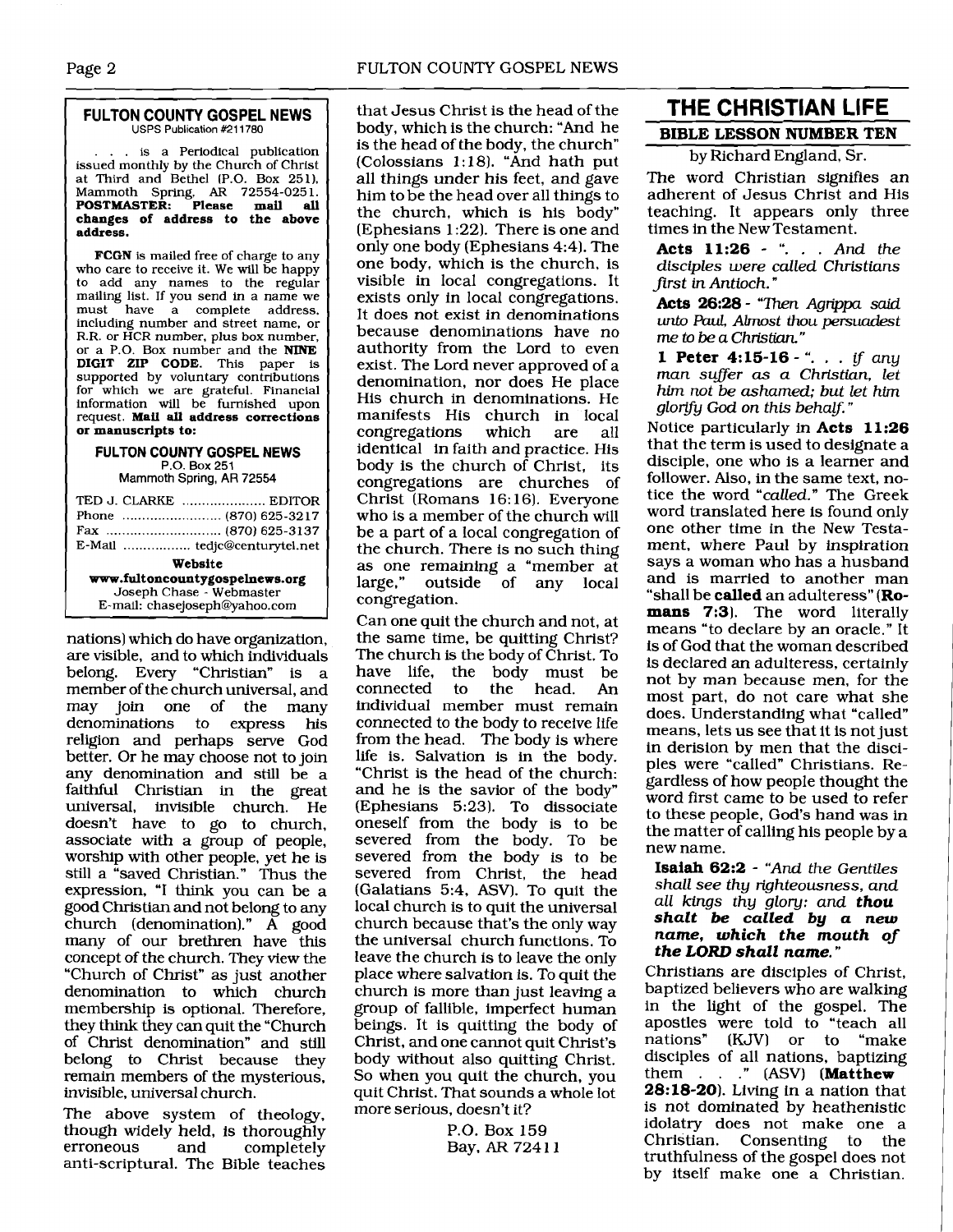### FULTON COUNTY GOSPEL NEWS

USPS Publication #211780

. . . is a Periodical publication issued monthly by the Church of Christ at Third and Bethel (P.O. Box 251), Mammoth Spring, AR 72554-0251. **POSTMASTER: Please mail all changes of address to the above address.**

**FCGN** is mailed free of charge to any who care to receive it. We will be happy to add any names to the regular mailing list. If you send in a name we must have a complete address, including number and street name, or R.R. or HCR number, plus box number, or a P.O. Box number and the **NINE DIGIT ZIP CODE.** This paper is supported by voluntary contributions for which we are grateful. Financial information will be furnished upon request. **Mail all address corrections or manuscripts to:**

**FULTON COUNTY GOSPEL NEWS**
P.O. Box 251
Mammoth Spring, AR 72554

TED J. CLARKE .................... EDITOR
Phone ........................ (870) 625-3217
Fax ............................ (870) 625-3137
E-Mail ................ tedjc@centurytel.net

**Website**
**www.fultoncountygospelnews.org**
Joseph Chase - Webmaster
E-mail: chasejoseph@yahoo.com

nations) which do have organization, are visible, and to which individuals belong. Every "Christian" is a member of the church universal, and may join one of the many denominations to express his religion and perhaps serve God better. Or he may choose not to join any denomination and still be a faithful Christian in the great universal, invisible church. He doesn't have to go to church, associate with a group of people, worship with other people, yet he is still a "saved Christian." Thus the expression, "I think you can be a good Christian and not belong to any church (denomination)." A good many of our brethren have this concept of the church. They view the "Church of Christ" as just another denomination to which church membership is optional. Therefore, they think they can quit the "Church of Christ denomination" and still belong to Christ because they remain members of the mysterious, invisible, universal church.

The above system of theology, though widely held, is thoroughly erroneous and completely anti-scriptural. The Bible teaches that Jesus Christ is the head of the body, which is the church: "And he is the head of the body, the church" (Colossians 1:18). "And hath put all things under his feet, and gave him to be the head over all things to the church, which is his body" (Ephesians 1:22). There is one and only one body (Ephesians 4:4). The one body, which is the church, is visible in local congregations. It exists only in local congregations. It does not exist in denominations because denominations have no authority from the Lord to even exist. The Lord never approved of a denomination, nor does He place His church in denominations. He manifests His church in local congregations which are all identical in faith and practice. His body is the church of Christ, its congregations are churches of Christ (Romans 16:16). Everyone who is a member of the church will be a part of a local congregation of the church. There is no such thing as one remaining a "member at large," outside of any local congregation.

Can one quit the church and not, at the same time, be quitting Christ? The church is the body of Christ. To have life, the body must be connected to the head. An individual member must remain connected to the body to receive life from the head. The body is where life is. Salvation is in the body. "Christ is the head of the church: and he is the savior of the body" (Ephesians 5:23). To dissociate oneself from the body is to be severed from the body. To be severed from the body is to be severed from Christ, the head (Galatians 5:4, ASV). To quit the local church is to quit the universal church because that's the only way the universal church functions. To leave the church is to leave the only place where salvation is. To quit the church is more than just leaving a group of fallible, imperfect human beings. It is quitting the body of Christ, and one cannot quit Christ's body without also quitting Christ. So when you quit the church, you quit Christ. That sounds a whole lot more serious, doesn't it?

P.O. Box 159
Bay, AR 72411

## THE CHRISTIAN LIFE

### BIBLE LESSON NUMBER TEN

by Richard England, Sr.

The word Christian signifies an adherent of Jesus Christ and His teaching. It appears only three times in the New Testament.

**Acts 11:26** - *". . . And the disciples were called Christians first in Antioch."*

**Acts 26:28** - *"Then Agrippa said unto Paul, Almost thou persuadest me to be a Christian."*

**1 Peter 4:15-16** - *". . . If any man suffer as a Christian, let him not be ashamed; but let him glorify God on this behalf."*

Notice particularly in **Acts 11:26** that the term is used to designate a disciple, one who is a learner and follower. Also, in the same text, notice the word *"called."* The Greek word translated here is found only one other time in the New Testament, where Paul by inspiration says a woman who has a husband and is married to another man "shall be **called** an adulteress" (**Romans 7:3**). The word literally means "to declare by an oracle." It is of God that the woman described is declared an adulteress, certainly not by man because men, for the most part, do not care what she does. Understanding what "called" means, lets us see that it is not just in derision by men that the disciples were "called" Christians. Regardless of how people thought the word first came to be used to refer to these people, God's hand was in the matter of calling his people by a new name.

**Isaiah 62:2** - *"And the Gentiles shall see thy righteousness, and all kings thy glory: and **thou shalt be called by a new name, which the mouth of the LORD shall name.**"*

Christians are disciples of Christ, baptized believers who are walking in the light of the gospel. The apostles were told to "teach all nations" (KJV) or to "make disciples of all nations, baptizing them . . ." (ASV) (**Matthew 28:18-20**). Living in a nation that is not dominated by heathenistic idolatry does not make one a Christian. Consenting to the truthfulness of the gospel does not by itself make one a Christian.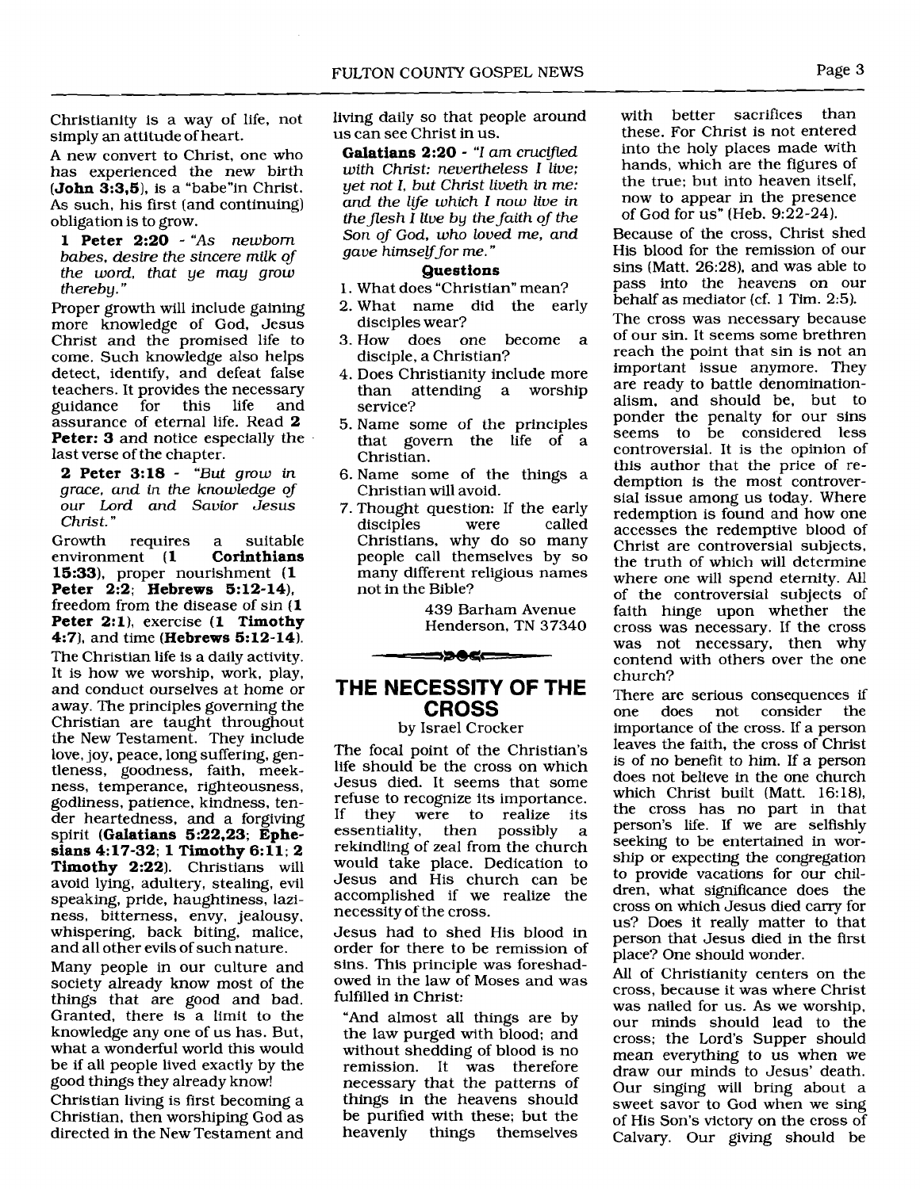Christianity is a way of life, not simply an attitude of heart.

A new convert to Christ, one who has experienced the new birth (**John 3:3,5**), is a "babe"in Christ. As such, his first (and continuing) obligation is to grow.

> **1 Peter 2:20** - *"As newborn babes, desire the sincere milk of the word, that ye may grow thereby."*

Proper growth will include gaining more knowledge of God, Jesus Christ and the promised life to come. Such knowledge also helps detect, identify, and defeat false teachers. It provides the necessary guidance for this life and assurance of eternal life. Read **2 Peter: 3** and notice especially the last verse of the chapter.

> **2 Peter 3:18** - *"But grow in grace, and in the knowledge of our Lord and Savior Jesus Christ."*

Growth requires a suitable environment (**1 Corinthians 15:33**), proper nourishment (**1 Peter 2:2**; **Hebrews 5:12-14**), freedom from the disease of sin (**1 Peter 2:1**), exercise (**1 Timothy 4:7**), and time (**Hebrews 5:12-14**).

The Christian life is a daily activity. It is how we worship, work, play, and conduct ourselves at home or away. The principles governing the Christian are taught throughout the New Testament. They include love, joy, peace, long suffering, gentleness, goodness, faith, meekness, temperance, righteousness, godliness, patience, kindness, tender heartedness, and a forgiving spirit (**Galatians 5:22,23**; **Ephesians 4:17-32**; **1 Timothy 6:11**; **2 Timothy 2:22**). Christians will avoid lying, adultery, stealing, evil speaking, pride, haughtiness, laziness, bitterness, envy, jealousy, whispering, back biting, malice, and all other evils of such nature.

Many people in our culture and society already know most of the things that are good and bad. Granted, there is a limit to the knowledge any one of us has. But, what a wonderful world this would be if all people lived exactly by the good things they already know!

Christian living is first becoming a Christian, then worshiping God as directed in the New Testament and living daily so that people around us can see Christ in us.

> **Galatians 2:20** - *"I am crucified with Christ: nevertheless I live; yet not I, but Christ liveth in me: and the life which I now live in the flesh I live by the faith of the Son of God, who loved me, and gave himself for me."*

**Questions**

1. What does "Christian" mean?
2. What name did the early disciples wear?
3. How does one become a disciple, a Christian?
4. Does Christianity include more than attending a worship service?
5. Name some of the principles that govern the life of a Christian.
6. Name some of the things a Christian will avoid.
7. Thought question: If the early disciples were called Christians, why do so many people call themselves by so many different religious names not in the Bible?

439 Barham Avenue
Henderson, TN 37340

## THE NECESSITY OF THE CROSS

by Israel Crocker

The focal point of the Christian's life should be the cross on which Jesus died. It seems that some refuse to recognize its importance. If they were to realize its essentiality, then possibly a rekindling of zeal from the church would take place. Dedication to Jesus and His church can be accomplished if we realize the necessity of the cross.

Jesus had to shed His blood in order for there to be remission of sins. This principle was foreshadowed in the law of Moses and was fulfilled in Christ:

> "And almost all things are by the law purged with blood; and without shedding of blood is no remission. It was therefore necessary that the patterns of things in the heavens should be purified with these; but the heavenly things themselves with better sacrifices than these. For Christ is not entered into the holy places made with hands, which are the figures of the true; but into heaven itself, now to appear in the presence of God for us" (Heb. 9:22-24).

Because of the cross, Christ shed His blood for the remission of our sins (Matt. 26:28), and was able to pass into the heavens on our behalf as mediator (cf. 1 Tim. 2:5).

The cross was necessary because of our sin. It seems some brethren reach the point that sin is not an important issue anymore. They are ready to battle denominationalism, and should be, but to ponder the penalty for our sins seems to be considered less controversial. It is the opinion of this author that the price of redemption is the most controversial issue among us today. Where redemption is found and how one accesses the redemptive blood of Christ are controversial subjects, the truth of which will determine where one will spend eternity. All of the controversial subjects of faith hinge upon whether the cross was necessary. If the cross was not necessary, then why contend with others over the one church?

There are serious consequences if one does not consider the importance of the cross. If a person leaves the faith, the cross of Christ is of no benefit to him. If a person does not believe in the one church which Christ built (Matt. 16:18), the cross has no part in that person's life. If we are selfishly seeking to be entertained in worship or expecting the congregation to provide vacations for our children, what significance does the cross on which Jesus died carry for us? Does it really matter to that person that Jesus died in the first place? One should wonder.

All of Christianity centers on the cross, because it was where Christ was nailed for us. As we worship, our minds should lead to the cross; the Lord's Supper should mean everything to us when we draw our minds to Jesus' death. Our singing will bring about a sweet savor to God when we sing of His Son's victory on the cross of Calvary. Our giving should be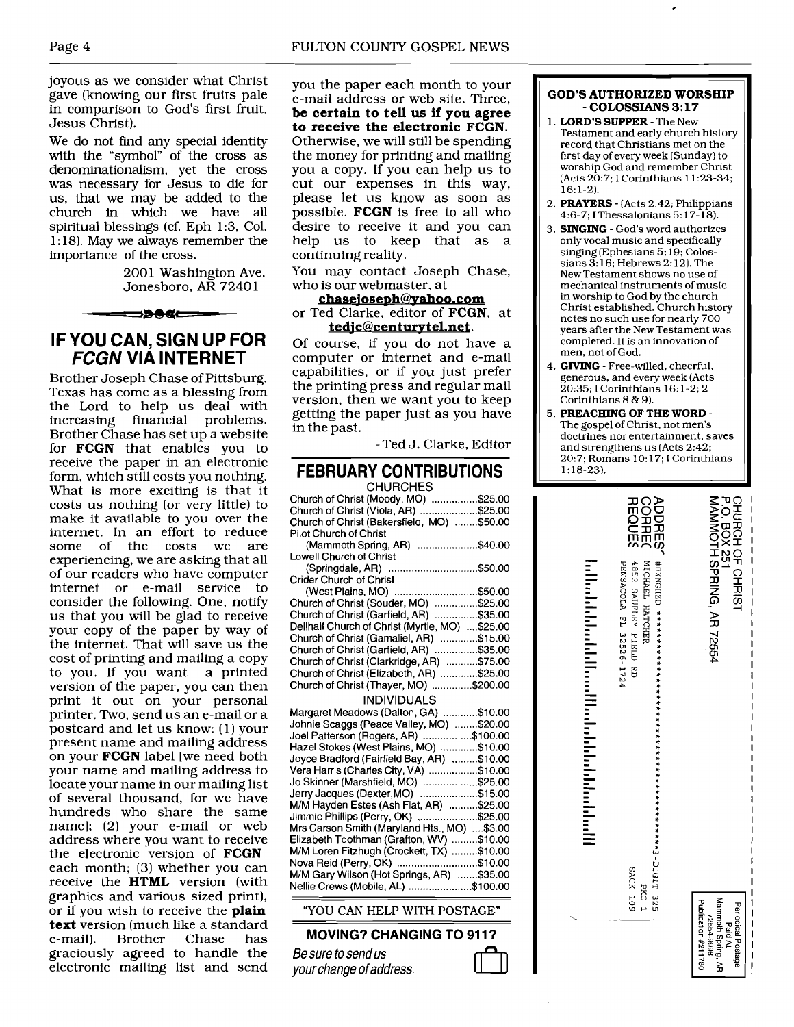joyous as we consider what Christ gave (knowing our first fruits pale in comparison to God's first fruit, Jesus Christ).

We do not find any special identity with the "symbol" of the cross as denominationalism, yet the cross was necessary for Jesus to die for us, that we may be added to the church in which we have all spiritual blessings (cf. Eph 1:3, Col. 1:18). May we always remember the importance of the cross.

2001 Washington Ave.
Jonesboro, AR 72401

## IF YOU CAN, SIGN UP FOR *FCGN* VIA INTERNET

Brother Joseph Chase of Pittsburg, Texas has come as a blessing from the Lord to help us deal with increasing financial problems. Brother Chase has set up a website for **FCGN** that enables you to receive the paper in an electronic form, which still costs you nothing. What is more exciting is that it costs us nothing (or very little) to make it available to you over the internet. In an effort to reduce some of the costs we are experiencing, we are asking that all of our readers who have computer internet or e-mail service to consider the following. One, notify us that you will be glad to receive your copy of the paper by way of the internet. That will save us the cost of printing and mailing a copy to you. If you want a printed version of the paper, you can then print it out on your personal printer. Two, send us an e-mail or a postcard and let us know: (1) your present name and mailing address on your **FCGN** label [we need both your name and mailing address to locate your name in our mailing list of several thousand, for we have hundreds who share the same name]; (2) your e-mail or web address where you want to receive the electronic version of **FCGN** each month; (3) whether you can receive the **HTML** version (with graphics and various sized print), or if you wish to receive the **plain text** version (much like a standard e-mail). Brother Chase has graciously agreed to handle the electronic mailing list and send you the paper each month to your e-mail address or web site. Three, **be certain to tell us if you agree to receive the electronic FCGN.** Otherwise, we will still be spending the money for printing and mailing you a copy. If you can help us to cut our expenses in this way, please let us know as soon as possible. **FCGN** is free to all who desire to receive it and you can help us to keep that as a continuing reality.

You may contact Joseph Chase, who is our webmaster, at

**chasejoseph@yahoo.com**

or Ted Clarke, editor of **FCGN**, at **tedjc@centurytel.net**.

Of course, if you do not have a computer or internet and e-mail capabilities, or if you just prefer the printing press and regular mail version, then we want you to keep getting the paper just as you have in the past.

- Ted J. Clarke, Editor

## FEBRUARY CONTRIBUTIONS

### CHURCHES

Church of Christ (Moody, MO) ................$25.00
Church of Christ (Viola, AR) ....................$25.00
Church of Christ (Bakersfield, MO) ........$50.00
Pilot Church of Christ (Mammoth Spring, AR) .....................$40.00
Lowell Church of Christ (Springdale, AR) ...............................$50.00
Crider Church of Christ (West Plains, MO) .............................$50.00
Church of Christ (Souder, MO) ...............$25.00
Church of Christ (Garfield, AR) ...............$35.00
Dellhalf Church of Christ (Myrtle, MO) ....$25.00
Church of Christ (Gamaliel, AR) .............$15.00
Church of Christ (Garfield, AR) ...............$35.00
Church of Christ (Clarkridge, AR) ...........$75.00
Church of Christ (Elizabeth, AR) .............$25.00
Church of Christ (Thayer, MO) ..............$200.00

### INDIVIDUALS

Margaret Meadows (Dalton, GA) ............$10.00
Johnie Scaggs (Peace Valley, MO) ........$20.00
Joel Patterson (Rogers, AR) .................$100.00
Hazel Stokes (West Plains, MO) .............$10.00
Joyce Bradford (Fairfield Bay, AR) .........$10.00
Vera Harris (Charles City, VA) .................$10.00
Jo Skinner (Marshfield, MO) ...................$25.00
Jerry Jacques (Dexter,MO) ....................$15.00
M/M Hayden Estes (Ash Flat, AR) ..........$25.00
Jimmie Phillips (Perry, OK) .....................$25.00
Mrs Carson Smith (Maryland Hts., MO) ....$3.00
Elizabeth Toothman (Grafton, WV) .........$10.00
M/M Loren Fitzhugh (Crockett, TX) .........$10.00
Nova Reid (Perry, OK) ............................$10.00
M/M Gary Wilson (Hot Springs, AR) .......$35.00
Nellie Crews (Mobile, AL) ......................$100.00

"YOU CAN HELP WITH POSTAGE"

### MOVING? CHANGING TO 911?

*Be sure to send us your change of address.*

## GOD'S AUTHORIZED WORSHIP - COLOSSIANS 3:17

1. **LORD'S SUPPER** - The New Testament and early church history record that Christians met on the first day of every week (Sunday) to worship God and remember Christ (Acts 20:7; I Corinthians 11:23-34; 16:1-2).
2. **PRAYERS** - (Acts 2:42; Philippians 4:6-7; I Thessalonians 5:17-18).
3. **SINGING** - God's word authorizes only vocal music and specifically singing (Ephesians 5:19; Colossians 3:16; Hebrews 2:12). The New Testament shows no use of mechanical instruments of music in worship to God by the church Christ established. Church history notes no such use for nearly 700 years after the New Testament was completed. It is an innovation of men, not of God.
4. **GIVING** - Free-willed, cheerful, generous, and every week (Acts 20:35; I Corinthians 16:1-2; 2 Corinthians 8 & 9).
5. **PREACHING OF THE WORD** - The gospel of Christ, not men's doctrines nor entertainment, saves and strengthens us (Acts 2:42; 20:7; Romans 10:17; I Corinthians 1:18-23).

CHURCH OF CHRIST
P.O. BOX 251
MAMMOTH SPRING, AR 72554

ADDRESS CORRECTION REQUESTED

#EXNGHZD ****************************3-DIGIT 325
MICHAEL HATCHER
4852 SAUFLEY FIELD RD
PENSACOLA FL 32526-1724
PKG 1
SACK 109

Periodical Postage Paid At Mammoth Spring, AR 72554-9998 Publication #211780